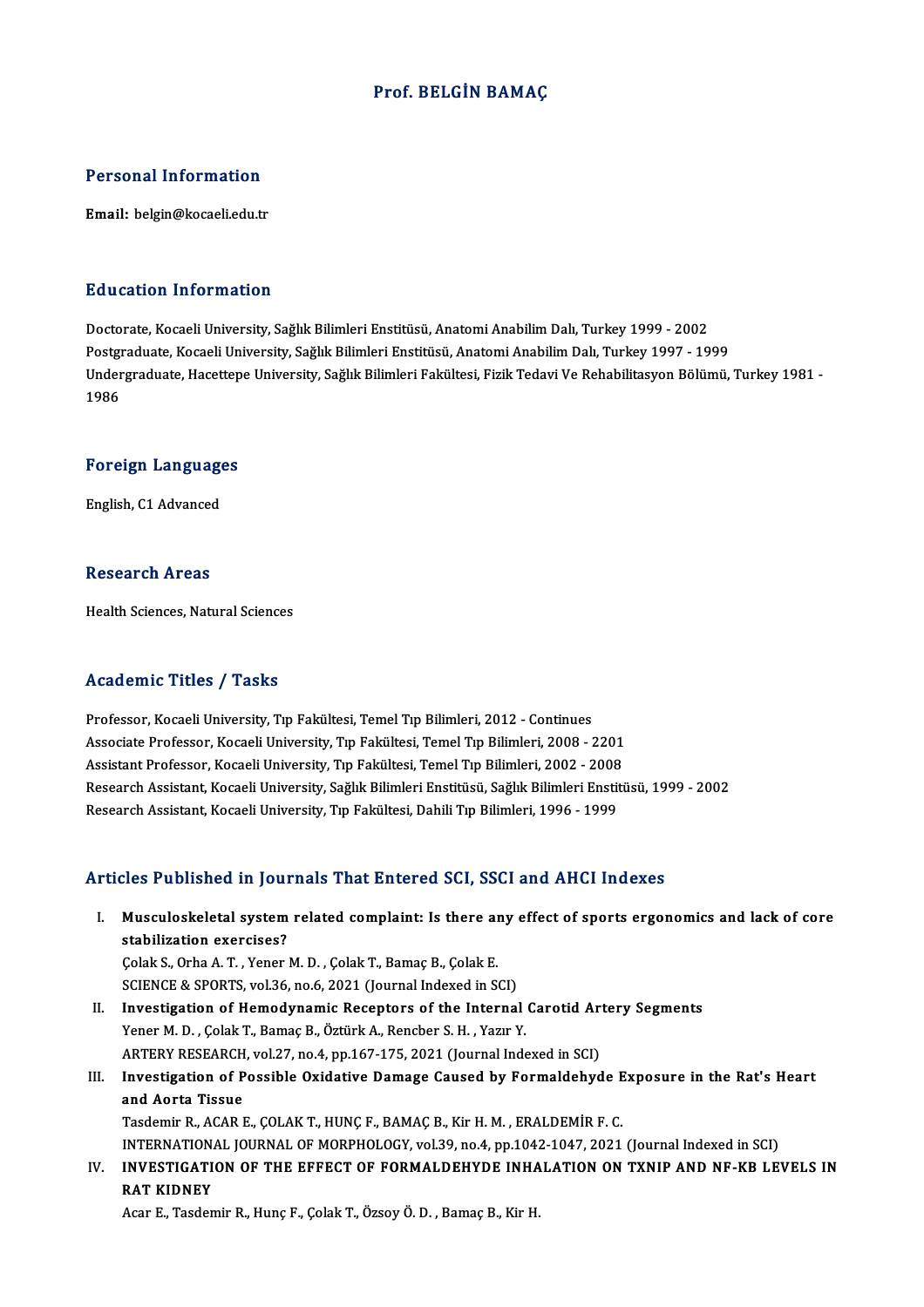# Prof. BELGİN BAMAÇ

## Personal Information

**Email:** belgin@kocaeli.edu.tr

## Education Information

Doctorate, Kocaeli University, Sağlık Bilimleri Enstitüsü, Anatomi Anabilim Dalı, Turkey 1999 - 2002
Postgraduate, Kocaeli University, Sağlık Bilimleri Enstitüsü, Anatomi Anabilim Dalı, Turkey 1997 - 1999
Undergraduate, Hacettepe University, Sağlık Bilimleri Fakültesi, Fizik Tedavi Ve Rehabilitasyon Bölümü, Turkey 1981 - 1986

## Foreign Languages

English, C1 Advanced

## Research Areas

Health Sciences, Natural Sciences

## Academic Titles / Tasks

Professor, Kocaeli University, Tıp Fakültesi, Temel Tıp Bilimleri, 2012 - Continues
Associate Professor, Kocaeli University, Tıp Fakültesi, Temel Tıp Bilimleri, 2008 - 2201
Assistant Professor, Kocaeli University, Tıp Fakültesi, Temel Tıp Bilimleri, 2002 - 2008
Research Assistant, Kocaeli University, Sağlık Bilimleri Enstitüsü, Sağlık Bilimleri Enstitüsü, 1999 - 2002
Research Assistant, Kocaeli University, Tıp Fakültesi, Dahili Tıp Bilimleri, 1996 - 1999

## Articles Published in Journals That Entered SCI, SSCI and AHCI Indexes

I. **Musculoskeletal system related complaint: Is there any effect of sports ergonomics and lack of core stabilization exercises?**
Çolak S., Orha A. T. , Yener M. D. , Çolak T., Bamaç B., Çolak E.
SCIENCE & SPORTS, vol.36, no.6, 2021 (Journal Indexed in SCI)

II. **Investigation of Hemodynamic Receptors of the Internal Carotid Artery Segments**
Yener M. D. , Çolak T., Bamaç B., Öztürk A., Rencber S. H. , Yazır Y.
ARTERY RESEARCH, vol.27, no.4, pp.167-175, 2021 (Journal Indexed in SCI)

III. **Investigation of Possible Oxidative Damage Caused by Formaldehyde Exposure in the Rat's Heart and Aorta Tissue**
Tasdemir R., ACAR E., ÇOLAK T., HUNÇ F., BAMAÇ B., Kir H. M. , ERALDEMİR F. C.
INTERNATIONAL JOURNAL OF MORPHOLOGY, vol.39, no.4, pp.1042-1047, 2021 (Journal Indexed in SCI)

IV. **INVESTIGATION OF THE EFFECT OF FORMALDEHYDE INHALATION ON TXNIP AND NF-KB LEVELS IN RAT KIDNEY**
Acar E., Tasdemir R., Hunç F., Çolak T., Özsoy Ö. D. , Bamaç B., Kir H.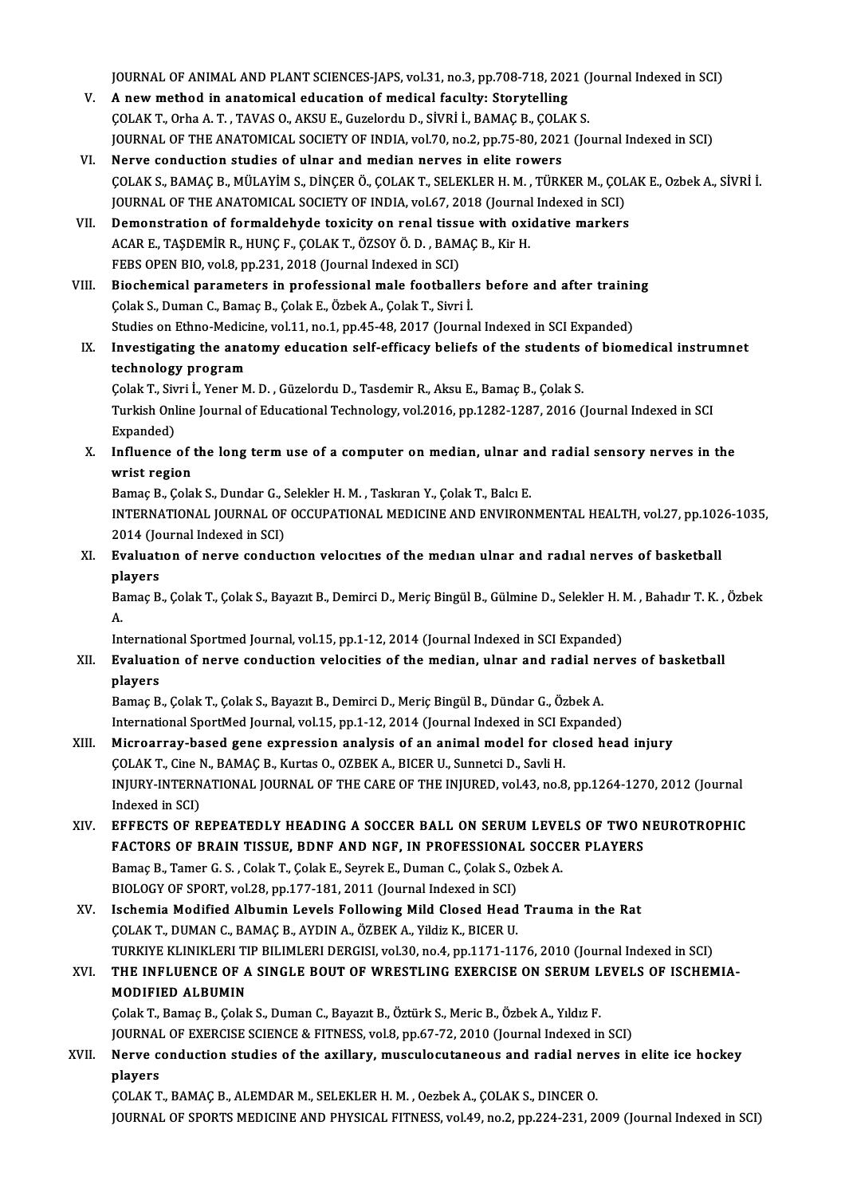JOURNAL OF ANIMAL AND PLANT SCIENCES-JAPS, vol.31, no.3, pp.708-718, 2021 (Journal Indexed in SCI)

V. **A new method in anatomical education of medical faculty: Storytelling**
ÇOLAK T., Orha A. T. , TAVAS O., AKSU E., Guzelordu D., SİVRİ İ., BAMAÇ B., ÇOLAK S.
JOURNAL OF THE ANATOMICAL SOCIETY OF INDIA, vol.70, no.2, pp.75-80, 2021 (Journal Indexed in SCI)

VI. **Nerve conduction studies of ulnar and median nerves in elite rowers**
ÇOLAK S., BAMAÇ B., MÜLAYİM S., DİNÇER Ö., ÇOLAK T., SELEKLER H. M. , TÜRKER M., ÇOLAK E., Ozbek A., SİVRİ İ.
JOURNAL OF THE ANATOMICAL SOCIETY OF INDIA, vol.67, 2018 (Journal Indexed in SCI)

VII. **Demonstration of formaldehyde toxicity on renal tissue with oxidative markers**
ACAR E., TAŞDEMİR R., HUNÇ F., ÇOLAK T., ÖZSOY Ö. D. , BAMAÇ B., Kir H.
FEBS OPEN BIO, vol.8, pp.231, 2018 (Journal Indexed in SCI)

VIII. **Biochemical parameters in professional male footballers before and after training**
Çolak S., Duman C., Bamaç B., Çolak E., Özbek A., Çolak T., Sivri İ.
Studies on Ethno-Medicine, vol.11, no.1, pp.45-48, 2017 (Journal Indexed in SCI Expanded)

IX. **Investigating the anatomy education self-efficacy beliefs of the students of biomedical instrumnet technology program**
Çolak T., Sivri İ., Yener M. D. , Güzelordu D., Tasdemir R., Aksu E., Bamaç B., Çolak S.
Turkish Online Journal of Educational Technology, vol.2016, pp.1282-1287, 2016 (Journal Indexed in SCI Expanded)

X. **Influence of the long term use of a computer on median, ulnar and radial sensory nerves in the wrist region**
Bamaç B., Çolak S., Dundar G., Selekler H. M. , Taskıran Y., Çolak T., Balcı E.
INTERNATIONAL JOURNAL OF OCCUPATIONAL MEDICINE AND ENVIRONMENTAL HEALTH, vol.27, pp.1026-1035, 2014 (Journal Indexed in SCI)

XI. **Evaluatıon of nerve conductıon velocıtıes of the medıan ulnar and radıal nerves of basketball players**
Bamaç B., Çolak T., Çolak S., Bayazıt B., Demirci D., Meriç Bingül B., Gülmine D., Selekler H. M. , Bahadır T. K. , Özbek A.
International Sportmed Journal, vol.15, pp.1-12, 2014 (Journal Indexed in SCI Expanded)

XII. **Evaluation of nerve conduction velocities of the median, ulnar and radial nerves of basketball players**
Bamaç B., Çolak T., Çolak S., Bayazıt B., Demirci D., Meriç Bingül B., Dündar G., Özbek A.
International SportMed Journal, vol.15, pp.1-12, 2014 (Journal Indexed in SCI Expanded)

XIII. **Microarray-based gene expression analysis of an animal model for closed head injury**
ÇOLAK T., Cine N., BAMAÇ B., Kurtas O., OZBEK A., BICER U., Sunnetci D., Savli H.
INJURY-INTERNATIONAL JOURNAL OF THE CARE OF THE INJURED, vol.43, no.8, pp.1264-1270, 2012 (Journal Indexed in SCI)

XIV. **EFFECTS OF REPEATEDLY HEADING A SOCCER BALL ON SERUM LEVELS OF TWO NEUROTROPHIC FACTORS OF BRAIN TISSUE, BDNF AND NGF, IN PROFESSIONAL SOCCER PLAYERS**
Bamaç B., Tamer G. S. , Colak T., Çolak E., Seyrek E., Duman C., Çolak S., Ozbek A.
BIOLOGY OF SPORT, vol.28, pp.177-181, 2011 (Journal Indexed in SCI)

XV. **Ischemia Modified Albumin Levels Following Mild Closed Head Trauma in the Rat**
ÇOLAK T., DUMAN C., BAMAÇ B., AYDIN A., ÖZBEK A., Yildiz K., BICER U.
TURKIYE KLINIKLERI TIP BILIMLERI DERGISI, vol.30, no.4, pp.1171-1176, 2010 (Journal Indexed in SCI)

XVI. **THE INFLUENCE OF A SINGLE BOUT OF WRESTLING EXERCISE ON SERUM LEVELS OF ISCHEMIA-MODIFIED ALBUMIN**
Çolak T., Bamaç B., Çolak S., Duman C., Bayazıt B., Öztürk S., Meric B., Özbek A., Yıldız F.
JOURNAL OF EXERCISE SCIENCE & FITNESS, vol.8, pp.67-72, 2010 (Journal Indexed in SCI)

XVII. **Nerve conduction studies of the axillary, musculocutaneous and radial nerves in elite ice hockey players**
ÇOLAK T., BAMAÇ B., ALEMDAR M., SELEKLER H. M. , Oezbek A., ÇOLAK S., DINCER O.
JOURNAL OF SPORTS MEDICINE AND PHYSICAL FITNESS, vol.49, no.2, pp.224-231, 2009 (Journal Indexed in SCI)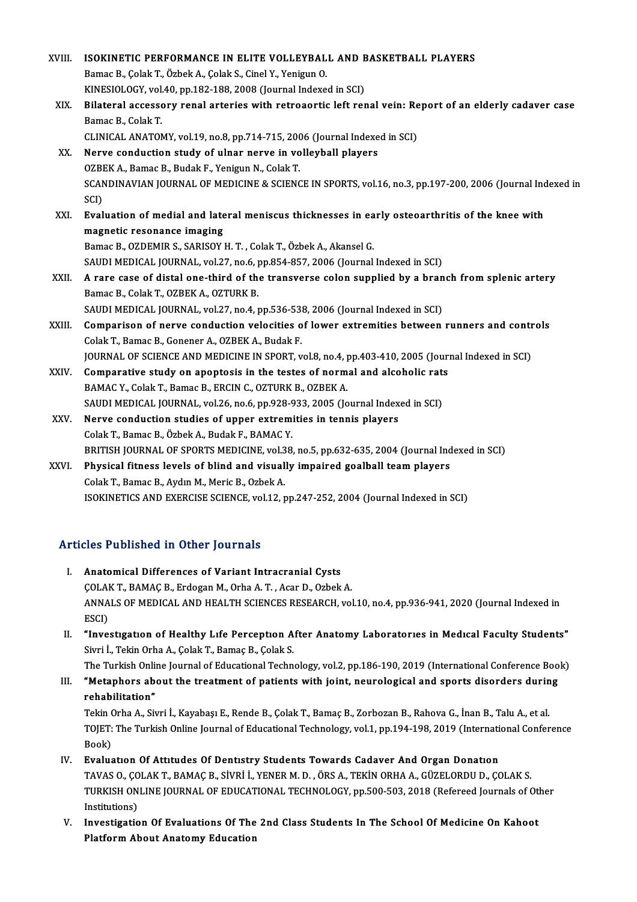XVIII. **ISOKINETIC PERFORMANCE IN ELITE VOLLEYBALL AND BASKETBALL PLAYERS**
Bamac B., Çolak T., Özbek A., Çolak S., Cinel Y., Yenigun O.
KINESIOLOGY, vol.40, pp.182-188, 2008 (Journal Indexed in SCI)

XIX. **Bilateral accessory renal arteries with retroaortic left renal vein: Report of an elderly cadaver case**
Bamac B., Colak T.
CLINICAL ANATOMY, vol.19, no.8, pp.714-715, 2006 (Journal Indexed in SCI)

XX. **Nerve conduction study of ulnar nerve in volleyball players**
OZBEK A., Bamac B., Budak F., Yenigun N., Colak T.
SCANDINAVIAN JOURNAL OF MEDICINE & SCIENCE IN SPORTS, vol.16, no.3, pp.197-200, 2006 (Journal Indexed in SCI)

XXI. **Evaluation of medial and lateral meniscus thicknesses in early osteoarthritis of the knee with magnetic resonance imaging**
Bamac B., OZDEMIR S., SARISOY H. T. , Colak T., Özbek A., Akansel G.
SAUDI MEDICAL JOURNAL, vol.27, no.6, pp.854-857, 2006 (Journal Indexed in SCI)

XXII. **A rare case of distal one-third of the transverse colon supplied by a branch from splenic artery**
Bamac B., Colak T., OZBEK A., OZTURK B.
SAUDI MEDICAL JOURNAL, vol.27, no.4, pp.536-538, 2006 (Journal Indexed in SCI)

XXIII. **Comparison of nerve conduction velocities of lower extremities between runners and controls**
Colak T., Bamac B., Gonener A., OZBEK A., Budak F.
JOURNAL OF SCIENCE AND MEDICINE IN SPORT, vol.8, no.4, pp.403-410, 2005 (Journal Indexed in SCI)

XXIV. **Comparative study on apoptosis in the testes of normal and alcoholic rats**
BAMAC Y., Colak T., Bamac B., ERCIN C., OZTURK B., OZBEK A.
SAUDI MEDICAL JOURNAL, vol.26, no.6, pp.928-933, 2005 (Journal Indexed in SCI)

XXV. **Nerve conduction studies of upper extremities in tennis players**
Colak T., Bamac B., Özbek A., Budak F., BAMAC Y.
BRITISH JOURNAL OF SPORTS MEDICINE, vol.38, no.5, pp.632-635, 2004 (Journal Indexed in SCI)

XXVI. **Physical fitness levels of blind and visually impaired goalball team players**
Colak T., Bamac B., Aydın M., Meric B., Ozbek A.
ISOKINETICS AND EXERCISE SCIENCE, vol.12, pp.247-252, 2004 (Journal Indexed in SCI)

## Articles Published in Other Journals

I. **Anatomical Differences of Variant Intracranial Cysts**
ÇOLAK T., BAMAÇ B., Erdogan M., Orha A. T. , Acar D., Ozbek A.
ANNALS OF MEDICAL AND HEALTH SCIENCES RESEARCH, vol.10, no.4, pp.936-941, 2020 (Journal Indexed in ESCI)

II. **"Investıgatıon of Healthy Lıfe Perceptıon After Anatomy Laboratorıes in Medıcal Faculty Students"**
Sivri İ., Tekin Orha A., Çolak T., Bamaç B., Çolak S.
The Turkish Online Journal of Educational Technology, vol.2, pp.186-190, 2019 (International Conference Book)

III. **"Metaphors about the treatment of patients with joint, neurological and sports disorders during rehabilitation"**
Tekin Orha A., Sivri İ., Kayabaşı E., Rende B., Çolak T., Bamaç B., Zorbozan B., Rahova G., İnan B., Talu A., et al.
TOJET: The Turkish Online Journal of Educational Technology, vol.1, pp.194-198, 2019 (International Conference Book)

IV. **Evaluatıon Of Attıtudes Of Dentıstry Students Towards Cadaver And Organ Donatıon**
TAVAS O., ÇOLAK T., BAMAÇ B., SİVRİ İ., YENER M. D. , ÖRS A., TEKİN ORHA A., GÜZELORDU D., ÇOLAK S.
TURKISH ONLINE JOURNAL OF EDUCATIONAL TECHNOLOGY, pp.500-503, 2018 (Refereed Journals of Other Institutions)

V. **Investigation Of Evaluations Of The 2nd Class Students In The School Of Medicine On Kahoot Platform About Anatomy Education**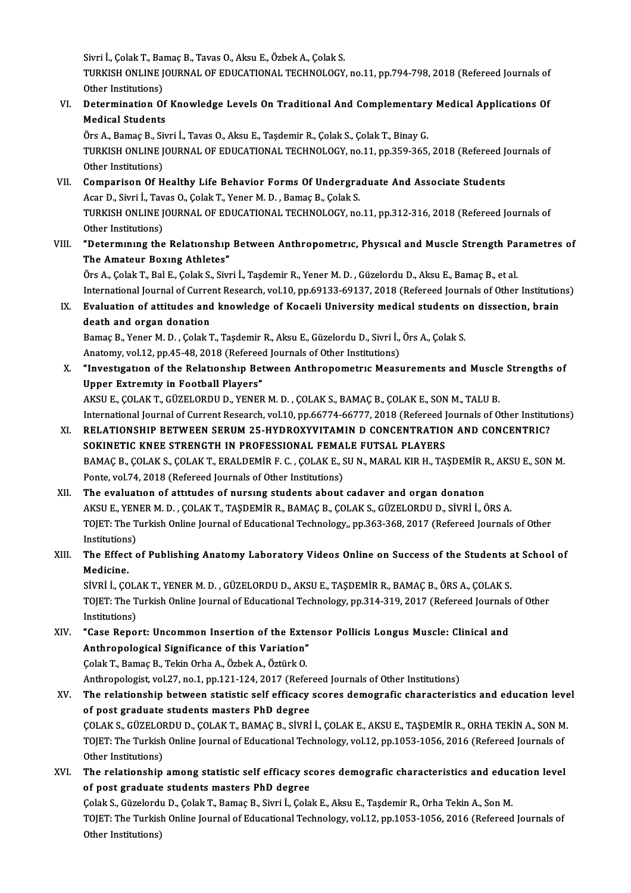Sivri İ., Çolak T., Bamaç B., Tavas O., Aksu E., Özbek A., Çolak S.
TURKISH ONLINE JOURNAL OF EDUCATIONAL TECHNOLOGY, no.11, pp.794-798, 2018 (Refereed Journals of Other Institutions)

VI. **Determination Of Knowledge Levels On Traditional And Complementary Medical Applications Of Medical Students**
Örs A., Bamaç B., Sivri İ., Tavas O., Aksu E., Taşdemir R., Çolak S., Çolak T., Binay G.
TURKISH ONLINE JOURNAL OF EDUCATIONAL TECHNOLOGY, no.11, pp.359-365, 2018 (Refereed Journals of Other Institutions)

VII. **Comparison Of Healthy Life Behavior Forms Of Undergraduate And Associate Students**
Acar D., Sivri İ., Tavas O., Çolak T., Yener M. D. , Bamaç B., Çolak S.
TURKISH ONLINE JOURNAL OF EDUCATIONAL TECHNOLOGY, no.11, pp.312-316, 2018 (Refereed Journals of Other Institutions)

VIII. **"Determınıng the Relatıonshıp Between Anthropometrıc, Physıcal and Muscle Strength Parametres of The Amateur Boxıng Athletes"**
Örs A., Çolak T., Bal E., Çolak S., Sivri İ., Taşdemir R., Yener M. D. , Güzelordu D., Aksu E., Bamaç B., et al.
International Journal of Current Research, vol.10, pp.69133-69137, 2018 (Refereed Journals of Other Institutions)

IX. **Evaluation of attitudes and knowledge of Kocaeli University medical students on dissection, brain death and organ donation**
Bamaç B., Yener M. D. , Çolak T., Taşdemir R., Aksu E., Güzelordu D., Sivri İ., Örs A., Çolak S.
Anatomy, vol.12, pp.45-48, 2018 (Refereed Journals of Other Institutions)

X. **"Investıgatıon of the Relatıonshıp Between Anthropometrıc Measurements and Muscle Strengths of Upper Extremıty in Football Players"**
AKSU E., ÇOLAK T., GÜZELORDU D., YENER M. D. , ÇOLAK S., BAMAÇ B., ÇOLAK E., SON M., TALU B.
International Journal of Current Research, vol.10, pp.66774-66777, 2018 (Refereed Journals of Other Institutions)

XI. **RELATIONSHIP BETWEEN SERUM 25-HYDROXYVITAMIN D CONCENTRATION AND CONCENTRIC? SOKINETIC KNEE STRENGTH IN PROFESSIONAL FEMALE FUTSAL PLAYERS**
BAMAÇ B., ÇOLAK S., ÇOLAK T., ERALDEMİR F. C. , ÇOLAK E., SU N., MARAL KIR H., TAŞDEMİR R., AKSU E., SON M.
Ponte, vol.74, 2018 (Refereed Journals of Other Institutions)

XII. **The evaluatıon of attıtudes of nursıng students about cadaver and organ donatıon**
AKSU E., YENER M. D. , ÇOLAK T., TAŞDEMİR R., BAMAÇ B., ÇOLAK S., GÜZELORDU D., SİVRİ İ., ÖRS A.
TOJET: The Turkish Online Journal of Educational Technology,, pp.363-368, 2017 (Refereed Journals of Other Institutions)

XIII. **The Effect of Publishing Anatomy Laboratory Videos Online on Success of the Students at School of Medicine.**
SİVRİ İ., ÇOLAK T., YENER M. D. , GÜZELORDU D., AKSU E., TAŞDEMİR R., BAMAÇ B., ÖRS A., ÇOLAK S.
TOJET: The Turkish Online Journal of Educational Technology, pp.314-319, 2017 (Refereed Journals of Other Institutions)

XIV. **"Case Report: Uncommon Insertion of the Extensor Pollicis Longus Muscle: Clinical and Anthropological Significance of this Variation"**
Çolak T., Bamaç B., Tekin Orha A., Özbek A., Öztürk O.
Anthropologist, vol.27, no.1, pp.121-124, 2017 (Refereed Journals of Other Institutions)

XV. **The relationship between statistic self efficacy scores demografic characteristics and education level of post graduate students masters PhD degree**
ÇOLAK S., GÜZELORDU D., ÇOLAK T., BAMAÇ B., SİVRİ İ., ÇOLAK E., AKSU E., TAŞDEMİR R., ORHA TEKİN A., SON M.
TOJET: The Turkish Online Journal of Educational Technology, vol.12, pp.1053-1056, 2016 (Refereed Journals of Other Institutions)

XVI. **The relationship among statistic self efficacy scores demografic characteristics and education level of post graduate students masters PhD degree**
Çolak S., Güzelordu D., Çolak T., Bamaç B., Sivri İ., Çolak E., Aksu E., Taşdemir R., Orha Tekin A., Son M.
TOJET: The Turkish Online Journal of Educational Technology, vol.12, pp.1053-1056, 2016 (Refereed Journals of Other Institutions)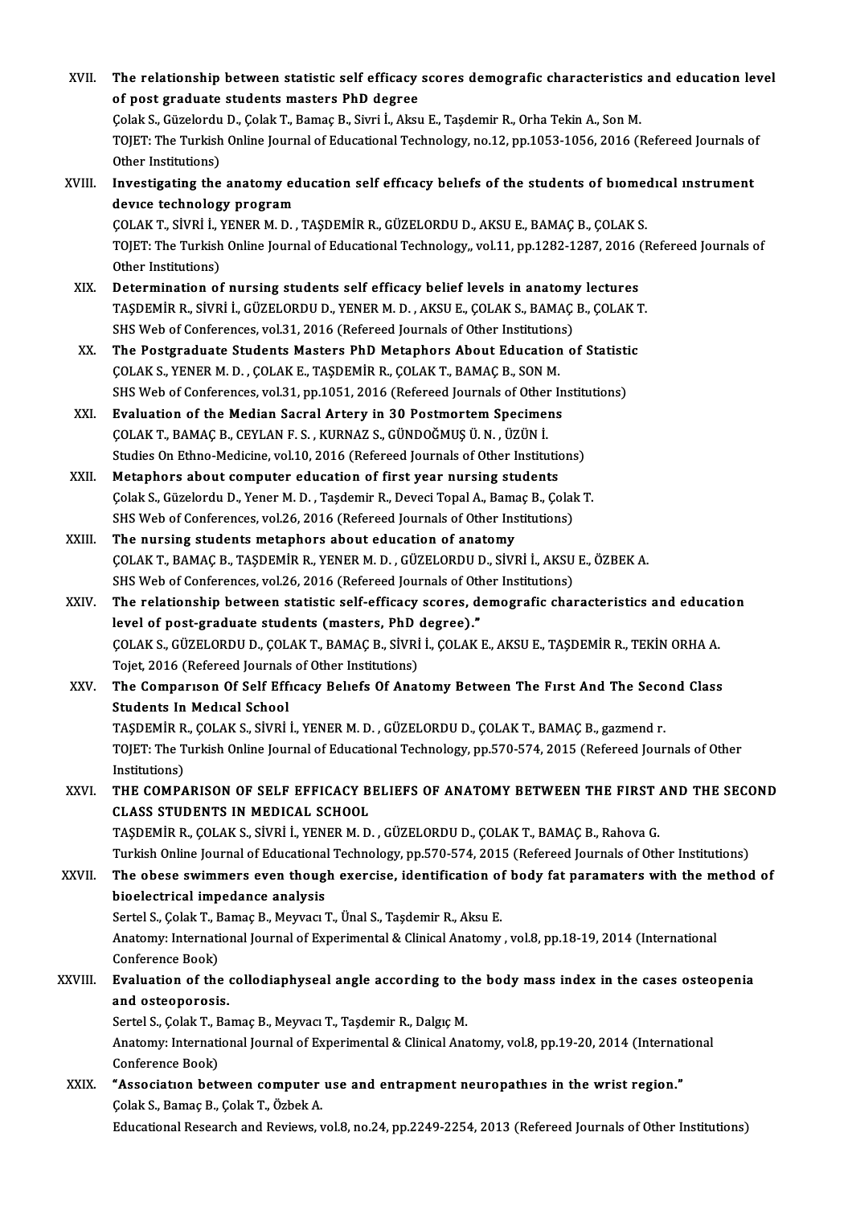XVII. **The relationship between statistic self efficacy scores demografic characteristics and education level of post graduate students masters PhD degree**
Çolak S., Güzelordu D., Çolak T., Bamaç B., Sivri İ., Aksu E., Taşdemir R., Orha Tekin A., Son M.
TOJET: The Turkish Online Journal of Educational Technology, no.12, pp.1053-1056, 2016 (Refereed Journals of Other Institutions)

XVIII. **Investigating the anatomy education self effıcacy belıefs of the students of bıomedıcal ınstrument devıce technology program**
ÇOLAK T., SİVRİ İ., YENER M. D. , TAŞDEMİR R., GÜZELORDU D., AKSU E., BAMAÇ B., ÇOLAK S.
TOJET: The Turkish Online Journal of Educational Technology,, vol.11, pp.1282-1287, 2016 (Refereed Journals of Other Institutions)

XIX. **Determination of nursing students self efficacy belief levels in anatomy lectures**
TAŞDEMİR R., SİVRİ İ., GÜZELORDU D., YENER M. D. , AKSU E., ÇOLAK S., BAMAÇ B., ÇOLAK T.
SHS Web of Conferences, vol.31, 2016 (Refereed Journals of Other Institutions)

XX. **The Postgraduate Students Masters PhD Metaphors About Education of Statistic**
ÇOLAK S., YENER M. D. , ÇOLAK E., TAŞDEMİR R., ÇOLAK T., BAMAÇ B., SON M.
SHS Web of Conferences, vol.31, pp.1051, 2016 (Refereed Journals of Other Institutions)

XXI. **Evaluation of the Median Sacral Artery in 30 Postmortem Specimens**
ÇOLAK T., BAMAÇ B., CEYLAN F. S. , KURNAZ S., GÜNDOĞMUŞ Ü. N. , ÜZÜN İ.
Studies On Ethno-Medicine, vol.10, 2016 (Refereed Journals of Other Institutions)

XXII. **Metaphors about computer education of first year nursing students**
Çolak S., Güzelordu D., Yener M. D. , Taşdemir R., Deveci Topal A., Bamaç B., Çolak T.
SHS Web of Conferences, vol.26, 2016 (Refereed Journals of Other Institutions)

XXIII. **The nursing students metaphors about education of anatomy**
ÇOLAK T., BAMAÇ B., TAŞDEMİR R., YENER M. D. , GÜZELORDU D., SİVRİ İ., AKSU E., ÖZBEK A.
SHS Web of Conferences, vol.26, 2016 (Refereed Journals of Other Institutions)

XXIV. **The relationship between statistic self-efficacy scores, demografic characteristics and education level of post-graduate students (masters, PhD degree)."**
ÇOLAK S., GÜZELORDU D., ÇOLAK T., BAMAÇ B., SİVRİ İ., ÇOLAK E., AKSU E., TAŞDEMİR R., TEKİN ORHA A.
Tojet, 2016 (Refereed Journals of Other Institutions)

XXV. **The Comparıson Of Self Effıcacy Belıefs Of Anatomy Between The Fırst And The Second Class Students In Medıcal School**
TAŞDEMİR R., ÇOLAK S., SİVRİ İ., YENER M. D. , GÜZELORDU D., ÇOLAK T., BAMAÇ B., gazmend r.
TOJET: The Turkish Online Journal of Educational Technology, pp.570-574, 2015 (Refereed Journals of Other Institutions)

XXVI. **THE COMPARISON OF SELF EFFICACY BELIEFS OF ANATOMY BETWEEN THE FIRST AND THE SECOND CLASS STUDENTS IN MEDICAL SCHOOL**
TAŞDEMİR R., ÇOLAK S., SİVRİ İ., YENER M. D. , GÜZELORDU D., ÇOLAK T., BAMAÇ B., Rahova G.
Turkish Online Journal of Educational Technology, pp.570-574, 2015 (Refereed Journals of Other Institutions)

XXVII. **The obese swimmers even though exercise, identification of body fat paramaters with the method of bioelectrical impedance analysis**
Sertel S., Çolak T., Bamaç B., Meyvacı T., Ünal S., Taşdemir R., Aksu E.
Anatomy: International Journal of Experimental & Clinical Anatomy , vol.8, pp.18-19, 2014 (International Conference Book)

XXVIII. **Evaluation of the collodiaphyseal angle according to the body mass index in the cases osteopenia and osteoporosis.**
Sertel S., Çolak T., Bamaç B., Meyvacı T., Taşdemir R., Dalgıç M.
Anatomy: International Journal of Experimental & Clinical Anatomy, vol.8, pp.19-20, 2014 (International Conference Book)

XXIX. **"Associatıon between computer use and entrapment neuropathıes in the wrist region."**
Çolak S., Bamaç B., Çolak T., Özbek A.
Educational Research and Reviews, vol.8, no.24, pp.2249-2254, 2013 (Refereed Journals of Other Institutions)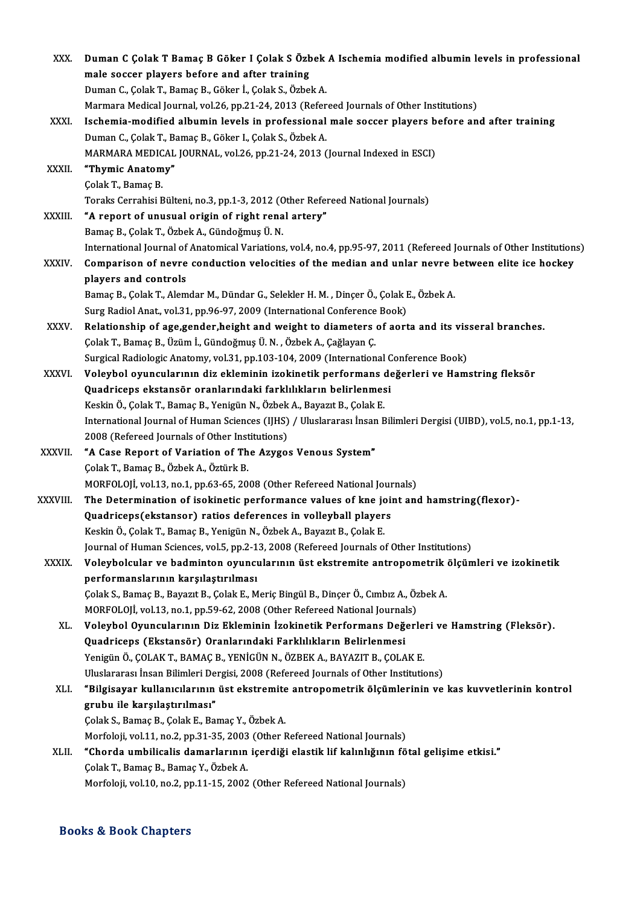XXX. **Duman C Çolak T Bamaç B Göker I Çolak S Özbek A Ischemia modified albumin levels in professional male soccer players before and after training**
Duman C., Çolak T., Bamaç B., Göker İ., Çolak S., Özbek A.
Marmara Medical Journal, vol.26, pp.21-24, 2013 (Refereed Journals of Other Institutions)

XXXI. **Ischemia-modified albumin levels in professional male soccer players before and after training**
Duman C., Çolak T., Bamaç B., Göker I., Çolak S., Özbek A.
MARMARA MEDICAL JOURNAL, vol.26, pp.21-24, 2013 (Journal Indexed in ESCI)

XXXII. **"Thymic Anatomy"**
Çolak T., Bamaç B.
Toraks Cerrahisi Bülteni, no.3, pp.1-3, 2012 (Other Refereed National Journals)

XXXIII. **"A report of unusual origin of right renal artery"**
Bamaç B., Çolak T., Özbek A., Gündoğmuş Ü. N.
International Journal of Anatomical Variations, vol.4, no.4, pp.95-97, 2011 (Refereed Journals of Other Institutions)

XXXIV. **Comparison of nevre conduction velocities of the median and unlar nevre between elite ice hockey players and controls**
Bamaç B., Çolak T., Alemdar M., Dündar G., Selekler H. M. , Dinçer Ö., Çolak E., Özbek A.
Surg Radiol Anat., vol.31, pp.96-97, 2009 (International Conference Book)

XXXV. **Relationship of age,gender,height and weight to diameters of aorta and its visseral branches.**
Çolak T., Bamaç B., Üzüm İ., Gündoğmuş Ü. N. , Özbek A., Çağlayan Ç.
Surgical Radiologic Anatomy, vol.31, pp.103-104, 2009 (International Conference Book)

XXXVI. **Voleybol oyuncularının diz ekleminin izokinetik performans değerleri ve Hamstring fleksör Quadriceps ekstansör oranlarındaki farklılıkların belirlenmesi**
Keskin Ö., Çolak T., Bamaç B., Yenigün N., Özbek A., Bayazıt B., Çolak E.
International Journal of Human Sciences (IJHS) / Uluslararası İnsan Bilimleri Dergisi (UIBD), vol.5, no.1, pp.1-13, 2008 (Refereed Journals of Other Institutions)

XXXVII. **"A Case Report of Variation of The Azygos Venous System"**
Çolak T., Bamaç B., Özbek A., Öztürk B.
MORFOLOJİ, vol.13, no.1, pp.63-65, 2008 (Other Refereed National Journals)

XXXVIII. **The Determination of isokinetic performance values of kne joint and hamstring(flexor)-Quadriceps(ekstansor) ratios deferences in volleyball players**
Keskin Ö., Çolak T., Bamaç B., Yenigün N., Özbek A., Bayazıt B., Çolak E.
Journal of Human Sciences, vol.5, pp.2-13, 2008 (Refereed Journals of Other Institutions)

XXXIX. **Voleybolcular ve badminton oyuncularının üst ekstremite antropometrik ölçümleri ve izokinetik performanslarının karşılaştırılması**
Çolak S., Bamaç B., Bayazıt B., Çolak E., Meriç Bingül B., Dinçer Ö., Cımbız A., Özbek A.
MORFOLOJİ, vol.13, no.1, pp.59-62, 2008 (Other Refereed National Journals)

XL. **Voleybol Oyuncularının Diz Ekleminin İzokinetik Performans Değerleri ve Hamstring (Fleksör). Quadriceps (Ekstansör) Oranlarındaki Farklılıkların Belirlenmesi**
Yenigün Ö., ÇOLAK T., BAMAÇ B., YENİGÜN N., ÖZBEK A., BAYAZIT B., ÇOLAK E.
Uluslararası İnsan Bilimleri Dergisi, 2008 (Refereed Journals of Other Institutions)

XLI. **"Bilgisayar kullanıcılarının üst ekstremite antropometrik ölçümlerinin ve kas kuvvetlerinin kontrol grubu ile karşılaştırılması"**
Çolak S., Bamaç B., Çolak E., Bamaç Y., Özbek A.
Morfoloji, vol.11, no.2, pp.31-35, 2003 (Other Refereed National Journals)

XLII. **"Chorda umbilicalis damarlarının içerdiği elastik lif kalınlığının fötal gelişime etkisi."**
Çolak T., Bamaç B., Bamaç Y., Özbek A.
Morfoloji, vol.10, no.2, pp.11-15, 2002 (Other Refereed National Journals)

## Books & Book Chapters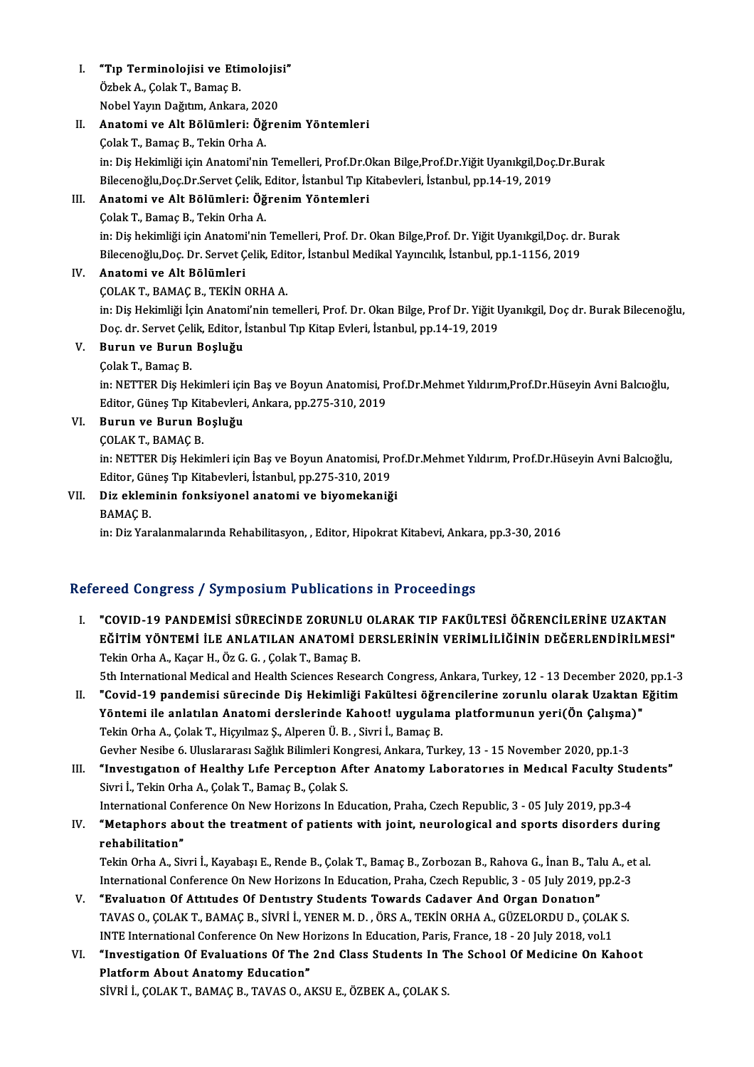I. **"Tıp Terminolojisi ve Etimolojisi"**
   Özbek A., Çolak T., Bamaç B.
   Nobel Yayın Dağıtım, Ankara, 2020
II. **Anatomi ve Alt Bölümleri: Öğrenim Yöntemleri**
   Çolak T., Bamaç B., Tekin Orha A.
   in: Diş Hekimliği için Anatomi'nin Temelleri, Prof.Dr.Okan Bilge,Prof.Dr.Yiğit Uyanıkgil,Doç.Dr.Burak Bilecenoğlu,Doç.Dr.Servet Çelik, Editor, İstanbul Tıp Kitabevleri, İstanbul, pp.14-19, 2019
III. **Anatomi ve Alt Bölümleri: Öğrenim Yöntemleri**
   Çolak T., Bamaç B., Tekin Orha A.
   in: Diş hekimliği için Anatomi'nin Temelleri, Prof. Dr. Okan Bilge,Prof. Dr. Yiğit Uyanıkgil,Doç. dr. Burak Bilecenoğlu,Doç. Dr. Servet Çelik, Editor, İstanbul Medikal Yayıncılık, İstanbul, pp.1-1156, 2019
IV. **Anatomi ve Alt Bölümleri**
   ÇOLAK T., BAMAÇ B., TEKİN ORHA A.
   in: Diş Hekimliği İçin Anatomi'nin temelleri, Prof. Dr. Okan Bilge, Prof Dr. Yiğit Uyanıkgil, Doç dr. Burak Bilecenoğlu, Doç. dr. Servet Çelik, Editor, İstanbul Tıp Kitap Evleri, İstanbul, pp.14-19, 2019
V. **Burun ve Burun Boşluğu**
   Çolak T., Bamaç B.
   in: NETTER Diş Hekimleri için Baş ve Boyun Anatomisi, Prof.Dr.Mehmet Yıldırım,Prof.Dr.Hüseyin Avni Balcıoğlu, Editor, Güneş Tıp Kitabevleri, Ankara, pp.275-310, 2019
VI. **Burun ve Burun Boşluğu**
   ÇOLAK T., BAMAÇ B.
   in: NETTER Diş Hekimleri için Baş ve Boyun Anatomisi, Prof.Dr.Mehmet Yıldırım, Prof.Dr.Hüseyin Avni Balcıoğlu, Editor, Güneş Tıp Kitabevleri, İstanbul, pp.275-310, 2019
VII. **Diz ekleminin fonksiyonel anatomi ve biyomekaniği**
   BAMAÇ B.
   in: Diz Yaralanmalarında Rehabilitasyon, , Editor, Hipokrat Kitabevi, Ankara, pp.3-30, 2016

## Refereed Congress / Symposium Publications in Proceedings

I. **"COVID-19 PANDEMİSİ SÜRECİNDE ZORUNLU OLARAK TIP FAKÜLTESİ ÖĞRENCİLERİNE UZAKTAN EĞİTİM YÖNTEMİ İLE ANLATILAN ANATOMİ DERSLERİNİN VERİMLİLİĞİNİN DEĞERLENDİRİLMESİ"**
   Tekin Orha A., Kaçar H., Öz G. G. , Çolak T., Bamaç B.
   5th International Medical and Health Sciences Research Congress, Ankara, Turkey, 12 - 13 December 2020, pp.1-3
II. **"Covid-19 pandemisi sürecinde Diş Hekimliği Fakültesi öğrencilerine zorunlu olarak Uzaktan Eğitim Yöntemi ile anlatılan Anatomi derslerinde Kahoot! uygulama platformunun yeri(Ön Çalışma)"**
   Tekin Orha A., Çolak T., Hiçyılmaz Ş., Alperen Ü. B. , Sivri İ., Bamaç B.
   Gevher Nesibe 6. Uluslararası Sağlık Bilimleri Kongresi, Ankara, Turkey, 13 - 15 November 2020, pp.1-3
III. **"Investıgatıon of Healthy Lıfe Perceptıon After Anatomy Laboratorıes in Medıcal Faculty Students"**
   Sivri İ., Tekin Orha A., Çolak T., Bamaç B., Çolak S.
   International Conference On New Horizons In Education, Praha, Czech Republic, 3 - 05 July 2019, pp.3-4
IV. **"Metaphors about the treatment of patients with joint, neurological and sports disorders during rehabilitation"**
   Tekin Orha A., Sivri İ., Kayabaşı E., Rende B., Çolak T., Bamaç B., Zorbozan B., Rahova G., İnan B., Talu A., et al.
   International Conference On New Horizons In Education, Praha, Czech Republic, 3 - 05 July 2019, pp.2-3
V. **"Evaluatıon Of Attıtudes Of Dentıstry Students Towards Cadaver And Organ Donatıon"**
   TAVAS O., ÇOLAK T., BAMAÇ B., SİVRİ İ., YENER M. D. , ÖRS A., TEKİN ORHA A., GÜZELORDU D., ÇOLAK S.
   INTE International Conference On New Horizons In Education, Paris, France, 18 - 20 July 2018, vol.1
VI. **"Investigation Of Evaluations Of The 2nd Class Students In The School Of Medicine On Kahoot Platform About Anatomy Education"**
   SİVRİ İ., ÇOLAK T., BAMAÇ B., TAVAS O., AKSU E., ÖZBEK A., ÇOLAK S.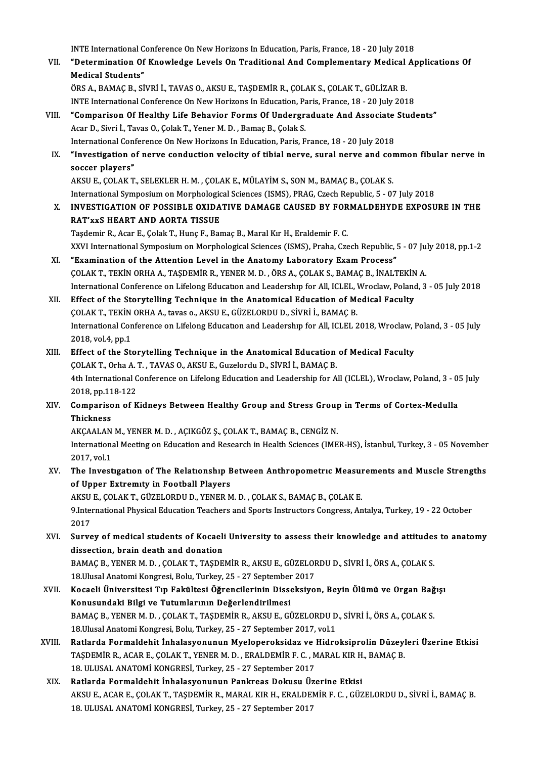INTE International Conference On New Horizons In Education, Paris, France, 18 - 20 July 2018

VII. **"Determination Of Knowledge Levels On Traditional And Complementary Medical Applications Of Medical Students"**
ÖRS A., BAMAÇ B., SİVRİ İ., TAVAS O., AKSU E., TAŞDEMİR R., ÇOLAK S., ÇOLAK T., GÜLİZAR B.
INTE International Conference On New Horizons In Education, Paris, France, 18 - 20 July 2018

VIII. **"Comparison Of Healthy Life Behavior Forms Of Undergraduate And Associate Students"**
Acar D., Sivri İ., Tavas O., Çolak T., Yener M. D. , Bamaç B., Çolak S.
International Conference On New Horizons In Education, Paris, France, 18 - 20 July 2018

IX. **"Investigation of nerve conduction velocity of tibial nerve, sural nerve and common fibular nerve in soccer players"**
AKSU E., ÇOLAK T., SELEKLER H. M. , ÇOLAK E., MÜLAYİM S., SON M., BAMAÇ B., ÇOLAK S.
International Symposium on Morphological Sciences (ISMS), PRAG, Czech Republic, 5 - 07 July 2018

X. **INVESTIGATION OF POSSIBLE OXIDATIVE DAMAGE CAUSED BY FORMALDEHYDE EXPOSURE IN THE RAT'xxS HEART AND AORTA TISSUE**
Taşdemir R., Acar E., Çolak T., Hunç F., Bamaç B., Maral Kır H., Eraldemir F. C.
XXVI International Symposium on Morphological Sciences (ISMS), Praha, Czech Republic, 5 - 07 July 2018, pp.1-2

XI. **"Examination of the Attention Level in the Anatomy Laboratory Exam Process"**
ÇOLAK T., TEKİN ORHA A., TAŞDEMİR R., YENER M. D. , ÖRS A., ÇOLAK S., BAMAÇ B., İNALTEKİN A.
International Conference on Lifelong Education and Leadership for All, ICLEL, Wroclaw, Poland, 3 - 05 July 2018

XII. **Effect of the Storytelling Technique in the Anatomical Education of Medical Faculty**
ÇOLAK T., TEKİN ORHA A., tavas o., AKSU E., GÜZELORDU D., SİVRİ İ., BAMAÇ B.
International Conference on Lifelong Education and Leadership for All, ICLEL 2018, Wroclaw, Poland, 3 - 05 July 2018, vol.4, pp.1

XIII. **Effect of the Storytelling Technique in the Anatomical Education of Medical Faculty**
ÇOLAK T., Orha A. T. , TAVAS O., AKSU E., Guzelordu D., SİVRİ İ., BAMAÇ B.
4th International Conference on Lifelong Education and Leadership for All (ICLEL), Wroclaw, Poland, 3 - 05 July 2018, pp.118-122

XIV. **Comparison of Kidneys Between Healthy Group and Stress Group in Terms of Cortex-Medulla Thickness**
AKÇAALAN M., YENER M. D. , AÇIKGÖZ Ş., ÇOLAK T., BAMAÇ B., CENGİZ N.
International Meeting on Education and Research in Health Sciences (IMER-HS), İstanbul, Turkey, 3 - 05 November 2017, vol.1

XV. **The Investıgatıon of The Relatıonshıp Between Anthropometrıc Measurements and Muscle Strengths of Upper Extremıty in Football Players**
AKSU E., ÇOLAK T., GÜZELORDU D., YENER M. D. , ÇOLAK S., BAMAÇ B., ÇOLAK E.
9.International Physical Education Teachers and Sports Instructors Congress, Antalya, Turkey, 19 - 22 October 2017

XVI. **Survey of medical students of Kocaeli University to assess their knowledge and attitudes to anatomy dissection, brain death and donation**
BAMAÇ B., YENER M. D. , ÇOLAK T., TAŞDEMİR R., AKSU E., GÜZELORDU D., SİVRİ İ., ÖRS A., ÇOLAK S.
18.Ulusal Anatomi Kongresi, Bolu, Turkey, 25 - 27 September 2017

XVII. **Kocaeli Üniversitesi Tıp Fakültesi Öğrencilerinin Disseksiyon, Beyin Ölümü ve Organ Bağışı Konusundaki Bilgi ve Tutumlarının Değerlendirilmesi**
BAMAÇ B., YENER M. D. , ÇOLAK T., TAŞDEMİR R., AKSU E., GÜZELORDU D., SİVRİ İ., ÖRS A., ÇOLAK S.
18.Ulusal Anatomi Kongresi, Bolu, Turkey, 25 - 27 September 2017, vol.1

XVIII. **Ratlarda Formaldehit İnhalasyonunun Myeloperoksidaz ve Hidroksiprolin Düzeyleri Üzerine Etkisi**
TAŞDEMİR R., ACAR E., ÇOLAK T., YENER M. D. , ERALDEMİR F. C. , MARAL KIR H., BAMAÇ B.
18. ULUSAL ANATOMİ KONGRESİ, Turkey, 25 - 27 September 2017

XIX. **Ratlarda Formaldehit İnhalasyonunun Pankreas Dokusu Üzerine Etkisi**
AKSU E., ACAR E., ÇOLAK T., TAŞDEMİR R., MARAL KIR H., ERALDEMİR F. C. , GÜZELORDU D., SİVRİ İ., BAMAÇ B.
18. ULUSAL ANATOMİ KONGRESİ, Turkey, 25 - 27 September 2017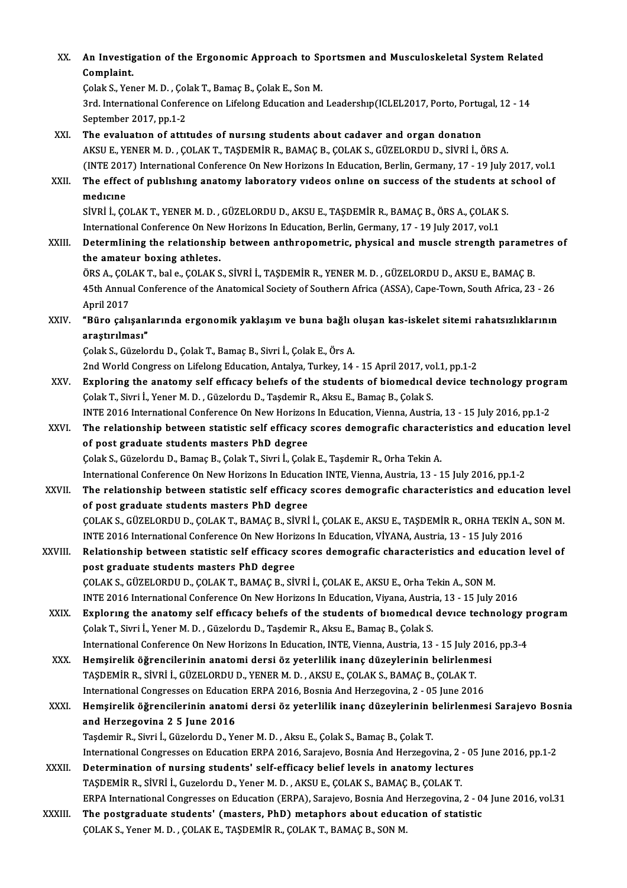XX. **An Investigation of the Ergonomic Approach to Sportsmen and Musculoskeletal System Related Complaint.**
Çolak S., Yener M. D. , Çolak T., Bamaç B., Çolak E., Son M.
3rd. International Conference on Lifelong Education and Leadershıp(ICLEL2017, Porto, Portugal, 12 - 14 September 2017, pp.1-2

XXI. **The evaluatıon of attıtudes of nursıng students about cadaver and organ donatıon**
AKSU E., YENER M. D. , ÇOLAK T., TAŞDEMİR R., BAMAÇ B., ÇOLAK S., GÜZELORDU D., SİVRİ İ., ÖRS A.
(INTE 2017) International Conference On New Horizons In Education, Berlin, Germany, 17 - 19 July 2017, vol.1

XXII. **The effect of publıshıng anatomy laboratory vıdeos onlıne on success of the students at school of medıcıne**
SİVRİ İ., ÇOLAK T., YENER M. D. , GÜZELORDU D., AKSU E., TAŞDEMİR R., BAMAÇ B., ÖRS A., ÇOLAK S.
International Conference On New Horizons In Education, Berlin, Germany, 17 - 19 July 2017, vol.1

XXIII. **Determlining the relationship between anthropometric, physical and muscle strength parametres of the amateur boxing athletes.**
ÖRS A., ÇOLAK T., bal e., ÇOLAK S., SİVRİ İ., TAŞDEMİR R., YENER M. D. , GÜZELORDU D., AKSU E., BAMAÇ B.
45th Annual Conference of the Anatomical Society of Southern Africa (ASSA), Cape-Town, South Africa, 23 - 26 April 2017

XXIV. **"Büro çalışanlarında ergonomik yaklaşım ve buna bağlı oluşan kas-iskelet sitemi rahatsızlıklarının araştırılması"**
Çolak S., Güzelordu D., Çolak T., Bamaç B., Sivri İ., Çolak E., Örs A.
2nd World Congress on Lifelong Education, Antalya, Turkey, 14 - 15 April 2017, vol.1, pp.1-2

XXV. **Exploring the anatomy self effıcacy belıefs of the students of biomedıcal device technology program**
Çolak T., Sivri İ., Yener M. D. , Güzelordu D., Taşdemir R., Aksu E., Bamaç B., Çolak S.
INTE 2016 International Conference On New Horizons In Education, Vienna, Austria, 13 - 15 July 2016, pp.1-2

XXVI. **The relationship between statistic self efficacy scores demografic characteristics and education level of post graduate students masters PhD degree**
Çolak S., Güzelordu D., Bamaç B., Çolak T., Sivri İ., Çolak E., Taşdemir R., Orha Tekin A.
International Conference On New Horizons In Education INTE, Vienna, Austria, 13 - 15 July 2016, pp.1-2

XXVII. **The relationship between statistic self efficacy scores demografic characteristics and education level of post graduate students masters PhD degree**
ÇOLAK S., GÜZELORDU D., ÇOLAK T., BAMAÇ B., SİVRİ İ., ÇOLAK E., AKSU E., TAŞDEMİR R., ORHA TEKİN A., SON M.
INTE 2016 International Conference On New Horizons In Education, VİYANA, Austria, 13 - 15 July 2016

XXVIII. **Relationship between statistic self efficacy scores demografic characteristics and education level of post graduate students masters PhD degree**
ÇOLAK S., GÜZELORDU D., ÇOLAK T., BAMAÇ B., SİVRİ İ., ÇOLAK E., AKSU E., Orha Tekin A., SON M.
INTE 2016 International Conference On New Horizons In Education, Viyana, Austria, 13 - 15 July 2016

XXIX. **Explorıng the anatomy self effıcacy belıefs of the students of bıomedıcal devıce technology program**
Çolak T., Sivri İ., Yener M. D. , Güzelordu D., Taşdemir R., Aksu E., Bamaç B., Çolak S.
International Conference On New Horizons In Education, INTE, Vienna, Austria, 13 - 15 July 2016, pp.3-4

XXX. **Hemşirelik öğrencilerinin anatomi dersi öz yeterlilik inanç düzeylerinin belirlenmesi**
TAŞDEMİR R., SİVRİ İ., GÜZELORDU D., YENER M. D. , AKSU E., ÇOLAK S., BAMAÇ B., ÇOLAK T.
International Congresses on Education ERPA 2016, Bosnia And Herzegovina, 2 - 05 June 2016

XXXI. **Hemşirelik öğrencilerinin anatomi dersi öz yeterlilik inanç düzeylerinin belirlenmesi Sarajevo Bosnia and Herzegovina 2 5 June 2016**
Taşdemir R., Sivri İ., Güzelordu D., Yener M. D. , Aksu E., Çolak S., Bamaç B., Çolak T.
International Congresses on Education ERPA 2016, Sarajevo, Bosnia And Herzegovina, 2 - 05 June 2016, pp.1-2

XXXII. **Determination of nursing students' self-efficacy belief levels in anatomy lectures**
TAŞDEMİR R., SİVRİ İ., Guzelordu D., Yener M. D. , AKSU E., ÇOLAK S., BAMAÇ B., ÇOLAK T.
ERPA International Congresses on Education (ERPA), Sarajevo, Bosnia And Herzegovina, 2 - 04 June 2016, vol.31

XXXIII. **The postgraduate students' (masters, PhD) metaphors about education of statistic**
ÇOLAK S., Yener M. D. , ÇOLAK E., TAŞDEMİR R., ÇOLAK T., BAMAÇ B., SON M.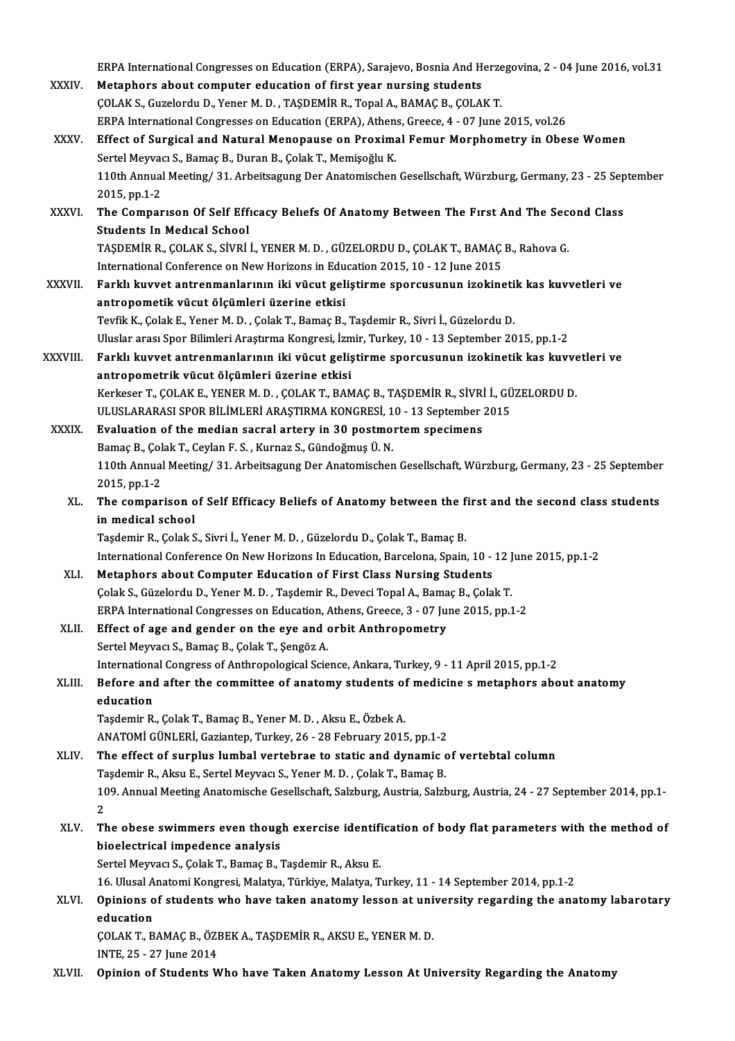ERPA International Congresses on Education (ERPA), Sarajevo, Bosnia And Herzegovina, 2 - 04 June 2016, vol.31

XXXIV. **Metaphors about computer education of first year nursing students**
ÇOLAK S., Guzelordu D., Yener M. D. , TAŞDEMİR R., Topal A., BAMAÇ B., ÇOLAK T.
ERPA International Congresses on Education (ERPA), Athens, Greece, 4 - 07 June 2015, vol.26

XXXV. **Effect of Surgical and Natural Menopause on Proximal Femur Morphometry in Obese Women**
Sertel Meyvacı S., Bamaç B., Duran B., Çolak T., Memişoğlu K.
110th Annual Meeting/ 31. Arbeitsagung Der Anatomischen Gesellschaft, Würzburg, Germany, 23 - 25 September 2015, pp.1-2

XXXVI. **The Comparıson Of Self Effıcacy Belıefs Of Anatomy Between The Fırst And The Second Class Students In Medıcal School**
TAŞDEMİR R., ÇOLAK S., SİVRİ İ., YENER M. D. , GÜZELORDU D., ÇOLAK T., BAMAÇ B., Rahova G.
International Conference on New Horizons in Education 2015, 10 - 12 June 2015

XXXVII. **Farklı kuvvet antrenmanlarının iki vücut geliştirme sporcusunun izokinetik kas kuvvetleri ve antropometik vücut ölçümleri üzerine etkisi**
Tevfik K., Çolak E., Yener M. D. , Çolak T., Bamaç B., Taşdemir R., Sivri İ., Güzelordu D.
Uluslar arası Spor Bilimleri Araştırma Kongresi, İzmir, Turkey, 10 - 13 September 2015, pp.1-2

XXXVIII. **Farklı kuvvet antrenmanlarının iki vücut geliştirme sporcusunun izokinetik kas kuvvetleri ve antropometrik vücut ölçümleri üzerine etkisi**
Kerkeser T., ÇOLAK E., YENER M. D. , ÇOLAK T., BAMAÇ B., TAŞDEMİR R., SİVRİ İ., GÜZELORDU D.
ULUSLARARASI SPOR BİLİMLERİ ARAŞTIRMA KONGRESİ, 10 - 13 September 2015

XXXIX. **Evaluation of the median sacral artery in 30 postmortem specimens**
Bamaç B., Çolak T., Ceylan F. S. , Kurnaz S., Gündoğmuş Ü. N.
110th Annual Meeting/ 31. Arbeitsagung Der Anatomischen Gesellschaft, Würzburg, Germany, 23 - 25 September 2015, pp.1-2

XL. **The comparison of Self Efficacy Beliefs of Anatomy between the first and the second class students in medical school**
Taşdemir R., Çolak S., Sivri İ., Yener M. D. , Güzelordu D., Çolak T., Bamaç B.
International Conference On New Horizons In Education, Barcelona, Spain, 10 - 12 June 2015, pp.1-2

XLI. **Metaphors about Computer Education of First Class Nursing Students**
Çolak S., Güzelordu D., Yener M. D. , Taşdemir R., Deveci Topal A., Bamaç B., Çolak T.
ERPA International Congresses on Education, Athens, Greece, 3 - 07 June 2015, pp.1-2

XLII. **Effect of age and gender on the eye and orbit Anthropometry**
Sertel Meyvacı S., Bamaç B., Çolak T., Şengöz A.
International Congress of Anthropological Science, Ankara, Turkey, 9 - 11 April 2015, pp.1-2

XLIII. **Before and after the committee of anatomy students of medicine s metaphors about anatomy education**
Taşdemir R., Çolak T., Bamaç B., Yener M. D. , Aksu E., Özbek A.
ANATOMİ GÜNLERİ, Gaziantep, Turkey, 26 - 28 February 2015, pp.1-2

XLIV. **The effect of surplus lumbal vertebrae to static and dynamic of vertebtal column**
Taşdemir R., Aksu E., Sertel Meyvacı S., Yener M. D. , Çolak T., Bamaç B.
109. Annual Meeting Anatomische Gesellschaft, Salzburg, Austria, Salzburg, Austria, 24 - 27 September 2014, pp.1-2

XLV. **The obese swimmers even though exercise identification of body flat parameters with the method of bioelectrical impedence analysis**
Sertel Meyvacı S., Çolak T., Bamaç B., Taşdemir R., Aksu E.
16. Ulusal Anatomi Kongresi, Malatya, Türkiye, Malatya, Turkey, 11 - 14 September 2014, pp.1-2

XLVI. **Opinions of students who have taken anatomy lesson at university regarding the anatomy labarotary education**
ÇOLAK T., BAMAÇ B., ÖZBEK A., TAŞDEMİR R., AKSU E., YENER M. D.
INTE, 25 - 27 June 2014

XLVII. **Opinion of Students Who have Taken Anatomy Lesson At University Regarding the Anatomy**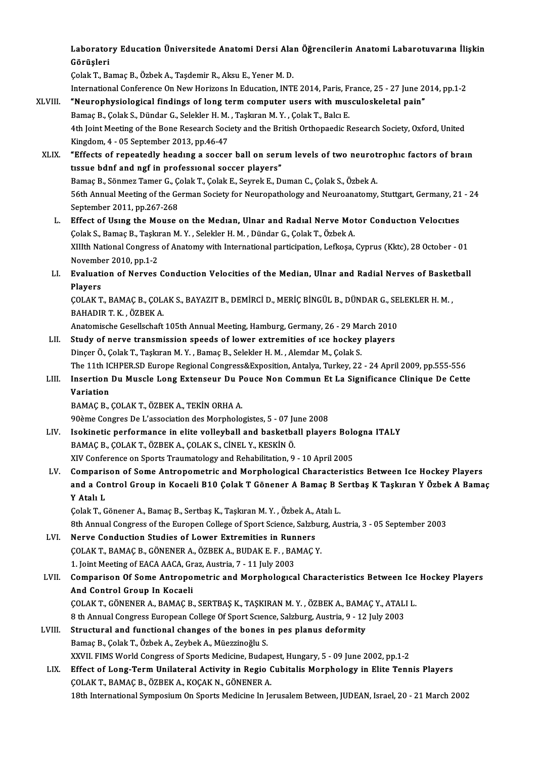Laboratory Education Üniversitede Anatomi Dersi Alan Öğrencilerin Anatomi Labarotuvarına İlişkin Görüşleri
Çolak T., Bamaç B., Özbek A., Taşdemir R., Aksu E., Yener M. D.
International Conference On New Horizons In Education, INTE 2014, Paris, France, 25 - 27 June 2014, pp.1-2

XLVIII. **"Neurophysiological findings of long term computer users with musculoskeletal pain"**
Bamaç B., Çolak S., Dündar G., Selekler H. M. , Taşkıran M. Y. , Çolak T., Balcı E.
4th Joint Meeting of the Bone Research Society and the British Orthopaedic Research Society, Oxford, United Kingdom, 4 - 05 September 2013, pp.46-47

XLIX. **"Effects of repeatedly headıng a soccer ball on serum levels of two neurotrophıc factors of braın tıssue bdnf and ngf in professıonal soccer players"**
Bamaç B., Sönmez Tamer G., Çolak T., Çolak E., Seyrek E., Duman C., Çolak S., Özbek A.
56th Annual Meeting of the German Society for Neuropathology and Neuroanatomy, Stuttgart, Germany, 21 - 24 September 2011, pp.267-268

L. **Effect of Usıng the Mouse on the Medıan, Ulnar and Radıal Nerve Motor Conductıon Velocıtıes**
Çolak S., Bamaç B., Taşkıran M. Y. , Selekler H. M. , Dündar G., Çolak T., Özbek A.
XIIIth National Congress of Anatomy with International participation, Lefkoşa, Cyprus (Kktc), 28 October - 01 November 2010, pp.1-2

LI. **Evaluation of Nerves Conduction Velocities of the Median, Ulnar and Radial Nerves of Basketball Players**
ÇOLAK T., BAMAÇ B., ÇOLAK S., BAYAZIT B., DEMİRCİ D., MERİÇ BİNGÜL B., DÜNDAR G., SELEKLER H. M. , BAHADIR T. K. , ÖZBEK A.
Anatomische Gesellschaft 105th Annual Meeting, Hamburg, Germany, 26 - 29 March 2010

LII. **Study of nerve transmission speeds of lower extremities of ıce hockey players**
Dinçer Ö., Çolak T., Taşkıran M. Y. , Bamaç B., Selekler H. M. , Alemdar M., Çolak S.
The 11th ICHPER.SD Europe Regional Congress&Exposition, Antalya, Turkey, 22 - 24 April 2009, pp.555-556

LIII. **Insertion Du Muscle Long Extenseur Du Pouce Non Commun Et La Significance Clinique De Cette Variation**
BAMAÇ B., ÇOLAK T., ÖZBEK A., TEKİN ORHA A.
90ème Congres De L'association des Morphologistes, 5 - 07 June 2008

LIV. **Isokinetic performance in elite volleyball and basketball players Bologna ITALY**
BAMAÇ B., ÇOLAK T., ÖZBEK A., ÇOLAK S., CİNEL Y., KESKİN Ö.
XIV Conference on Sports Traumatology and Rehabilitation, 9 - 10 April 2005

LV. **Comparison of Some Antropometric and Morphological Characteristics Between Ice Hockey Players and a Control Group in Kocaeli B10 Çolak T Gönener A Bamaç B Sertbaş K Taşkıran Y Özbek A Bamaç Y Atalı L**
Çolak T., Gönener A., Bamaç B., Sertbaş K., Taşkıran M. Y. , Özbek A., Atalı L.
8th Annual Congress of the Europen College of Sport Science, Salzburg, Austria, 3 - 05 September 2003

LVI. **Nerve Conduction Studies of Lower Extremities in Runners**
ÇOLAK T., BAMAÇ B., GÖNENER A., ÖZBEK A., BUDAK E. F. , BAMAÇ Y.
1. Joint Meeting of EACA AACA, Graz, Austria, 7 - 11 July 2003

LVII. **Comparison Of Some Antropometric and Morphologıcal Characteristics Between Ice Hockey Players And Control Group In Kocaeli**
ÇOLAK T., GÖNENER A., BAMAÇ B., SERTBAŞ K., TAŞKIRAN M. Y. , ÖZBEK A., BAMAÇ Y., ATALI L.
8 th Annual Congress European College Of Sport Scıence, Salzburg, Austria, 9 - 12 July 2003

LVIII. **Structural and functional changes of the bones in pes planus deformity**
Bamaç B., Çolak T., Özbek A., Zeybek A., Müezzinoğlu S.
XXVII. FIMS World Congress of Sports Medicine, Budapest, Hungary, 5 - 09 June 2002, pp.1-2

LIX. **Effect of Long-Term Unilateral Activity in Regio Cubitalis Morphology in Elite Tennis Players**
ÇOLAK T., BAMAÇ B., ÖZBEK A., KOÇAK N., GÖNENER A.
18th International Symposium On Sports Medicine In Jerusalem Between, JUDEAN, Israel, 20 - 21 March 2002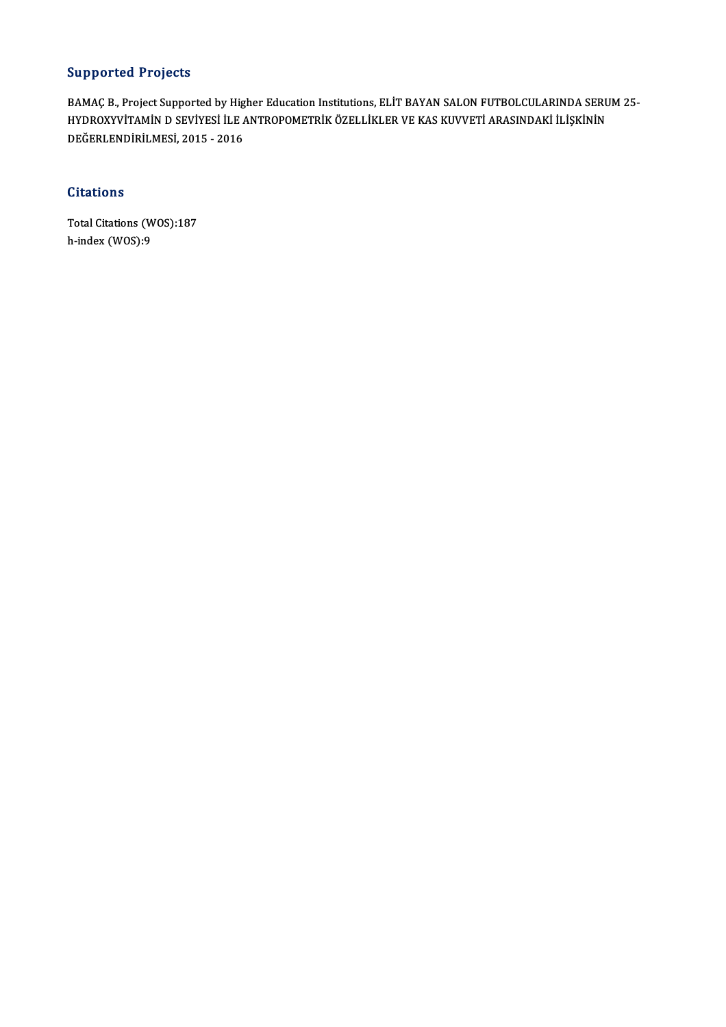## Supported Projects

BAMAÇ B., Project Supported by Higher Education Institutions, ELİT BAYAN SALON FUTBOLCULARINDA SERUM 25-HYDROXYVİTAMİN D SEVİYESİ İLE ANTROPOMETRİK ÖZELLİKLER VE KAS KUVVETİ ARASINDAKİ İLİŞKİNİN DEĞERLENDİRİLMESİ, 2015 - 2016

## Citations

Total Citations (WOS):187
h-index (WOS):9